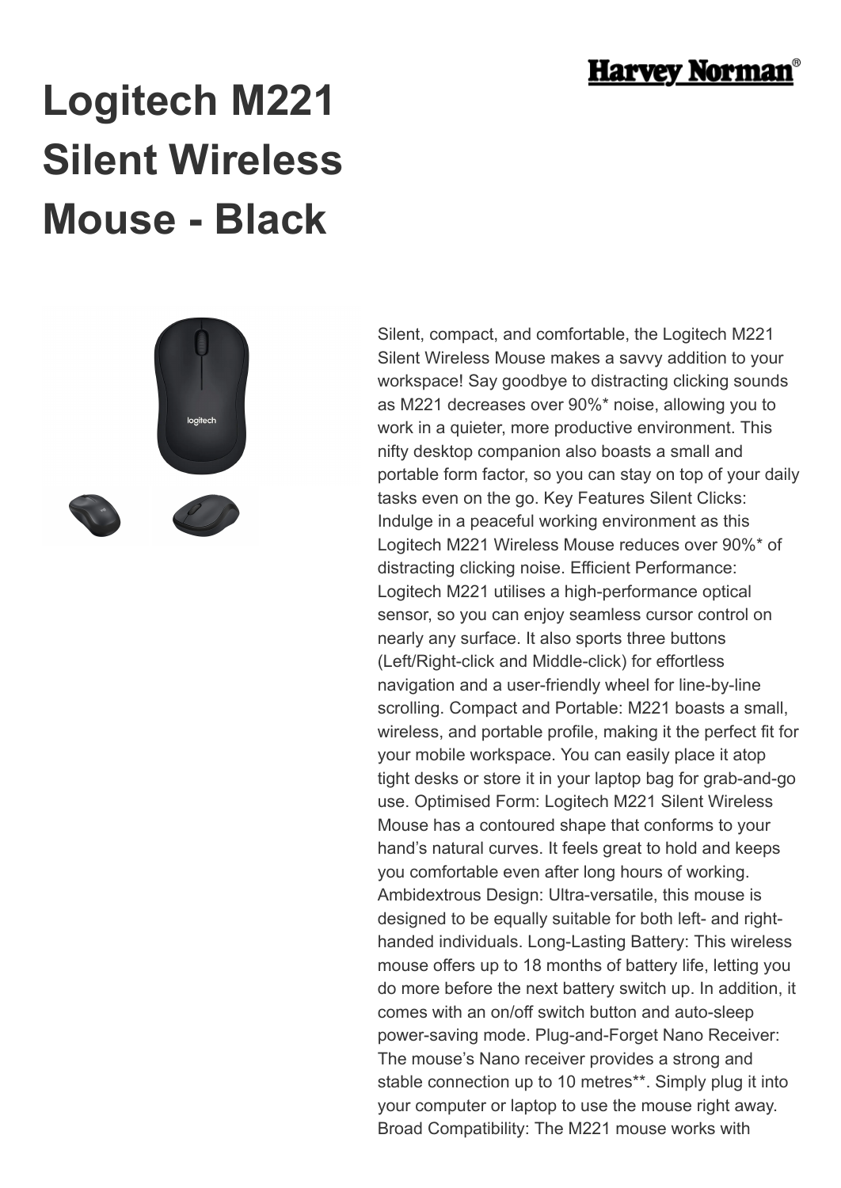# Logitech M221 Silent Wireless Mouse - Black

Silent, compact, and comfortable, the Logitech M221 Silent Wireless Mouse makes a savvy addition to your workspace! Say goodbye to distracting clicking sounds as M221 decreases over 90%* noise, allowing you to work in a quieter, more productive environment. This nifty desktop companion also boasts a small and portable form factor, so you can stay on top of your daily tasks even on the go. Key Features Silent Clicks: Indulge in a peaceful working environment as this Logitech M221 Wireless Mouse reduces over 90%* of distracting clicking noise. Efficient Performance: Logitech M221 utilises a high-performance optical sensor, so you can enjoy seamless cursor control on nearly any surface. It also sports three buttons (Left/Right-click and Middle-click) for effortless navigation and a user-friendly wheel for line-by-line scrolling. Compact and Portable: M221 boasts a small, wireless, and portable profile, making it the perfect fit for your mobile workspace. You can easily place it atop tight desks or store it in your laptop bag for grab-and-go use. Optimised Form: Logitech M221 Silent Wireless Mouse has a contoured shape that conforms to your hand's natural curves. It feels great to hold and keeps you comfortable even after long hours of working. Ambidextrous Design: Ultra-versatile, this mouse is designed to be equally suitable for both left- and right-handed individuals. Long-Lasting Battery: This wireless mouse offers up to 18 months of battery life, letting you do more before the next battery switch up. In addition, it comes with an on/off switch button and auto-sleep power-saving mode. Plug-and-Forget Nano Receiver: The mouse's Nano receiver provides a strong and stable connection up to 10 metres**. Simply plug it into your computer or laptop to use the mouse right away. Broad Compatibility: The M221 mouse works with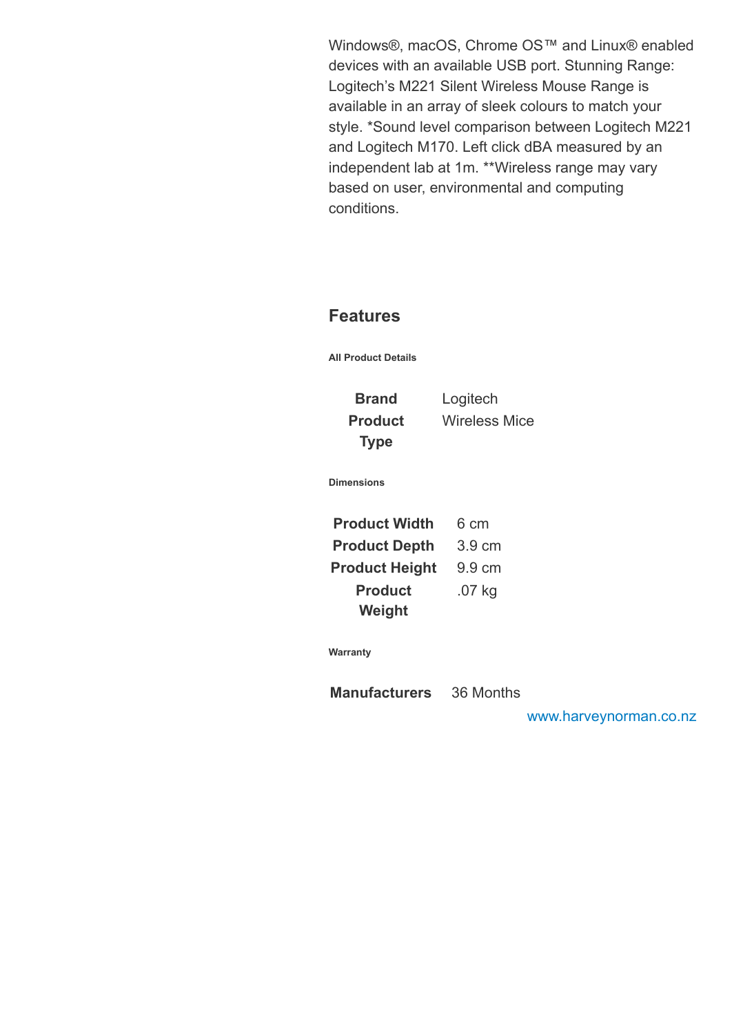Windows®, macOS, Chrome OS™ and Linux® enabled devices with an available USB port. Stunning Range: Logitech's M221 Silent Wireless Mouse Range is available in an array of sleek colours to match your style. *Sound level comparison between Logitech M221 and Logitech M170. Left click dBA measured by an independent lab at 1m. **Wireless range may vary based on user, environmental and computing conditions.

## Features

#### All Product Details

| | |
|---|---|
| **Brand** | Logitech |
| **Product Type** | Wireless Mice |

#### Dimensions

| | |
|---|---|
| **Product Width** | 6 cm |
| **Product Depth** | 3.9 cm |
| **Product Height** | 9.9 cm |
| **Product Weight** | .07 kg |

#### Warranty

| | |
|---|---|
| **Manufacturers** | 36 Months |

www.harveynorman.co.nz